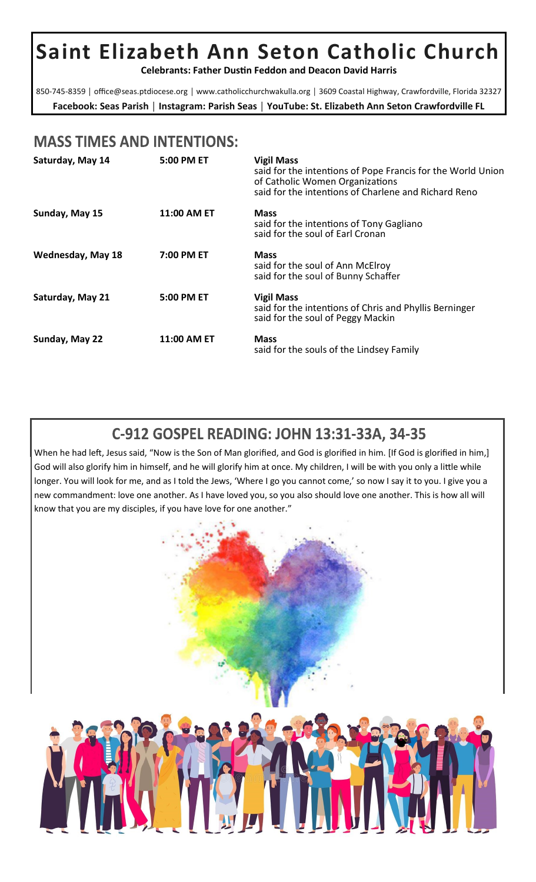# Saint Elizabeth Ann Seton Catholic Church

**Celebrants: Father Dustin Feddon and Deacon David Harris**

850-745-8359 | office@seas.ptdiocese.org | www.catholicchurchwakulla.org | 3609 Coastal Highway, Crawfordville, Florida 32327

**Facebook: Seas Parish** | **Instagram: Parish Seas** | **YouTube: St. Elizabeth Ann Seton Crawfordville FL**

## MASS TIMES AND INTENTIONS:

| | | |
|---|---|---|
| **Saturday, May 14** | **5:00 PM ET** | **Vigil Mass**<br>said for the intentions of Pope Francis for the World Union of Catholic Women Organizations<br>said for the intentions of Charlene and Richard Reno |
| **Sunday, May 15** | **11:00 AM ET** | **Mass**<br>said for the intentions of Tony Gagliano<br>said for the soul of Earl Cronan |
| **Wednesday, May 18** | **7:00 PM ET** | **Mass**<br>said for the soul of Ann McElroy<br>said for the soul of Bunny Schaffer |
| **Saturday, May 21** | **5:00 PM ET** | **Vigil Mass**<br>said for the intentions of Chris and Phyllis Berninger<br>said for the soul of Peggy Mackin |
| **Sunday, May 22** | **11:00 AM ET** | **Mass**<br>said for the souls of the Lindsey Family |

## C-912 GOSPEL READING: JOHN 13:31-33A, 34-35

When he had left, Jesus said, "Now is the Son of Man glorified, and God is glorified in him. [If God is glorified in him,] God will also glorify him in himself, and he will glorify him at once. My children, I will be with you only a little while longer. You will look for me, and as I told the Jews, 'Where I go you cannot come,' so now I say it to you. I give you a new commandment: love one another. As I have loved you, so you also should love one another. This is how all will know that you are my disciples, if you have love for one another."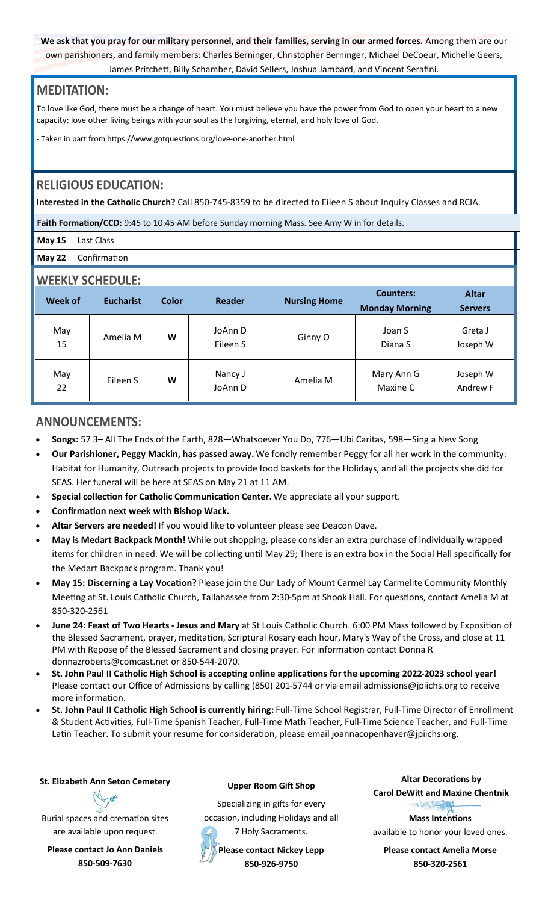**We ask that you pray for our military personnel, and their families, serving in our armed forces.** Among them are our own parishioners, and family members: Charles Berninger, Christopher Berninger, Michael DeCoeur, Michelle Geers, James Pritchett, Billy Schamber, David Sellers, Joshua Jambard, and Vincent Serafini.

## MEDITATION:

To love like God, there must be a change of heart. You must believe you have the power from God to open your heart to a new capacity; love other living beings with your soul as the forgiving, eternal, and holy love of God.

- Taken in part from https://www.gotquestions.org/love-one-another.html

## RELIGIOUS EDUCATION:

**Interested in the Catholic Church?** Call 850-745-8359 to be directed to Eileen S about Inquiry Classes and RCIA.

**Faith Formation/CCD:** 9:45 to 10:45 AM before Sunday morning Mass. See Amy W in for details.

| | |
|---|---|
| **May 15** | Last Class |
| **May 22** | Confirmation |

## WEEKLY SCHEDULE:

| Week of | Eucharist | Color | Reader | Nursing Home | Counters: Monday Morning | Altar Servers |
|---|---|---|---|---|---|---|
| May 15 | Amelia M | W | JoAnn D<br>Eileen S | Ginny O | Joan S<br>Diana S | Greta J<br>Joseph W |
| May 22 | Eileen S | W | Nancy J<br>JoAnn D | Amelia M | Mary Ann G<br>Maxine C | Joseph W<br>Andrew F |

## ANNOUNCEMENTS:

- **Songs:** 57 3– All The Ends of the Earth, 828—Whatsoever You Do, 776—Ubi Caritas, 598—Sing a New Song
- **Our Parishioner, Peggy Mackin, has passed away.** We fondly remember Peggy for all her work in the community: Habitat for Humanity, Outreach projects to provide food baskets for the Holidays, and all the projects she did for SEAS. Her funeral will be here at SEAS on May 21 at 11 AM.
- **Special collection for Catholic Communication Center.** We appreciate all your support.
- **Confirmation next week with Bishop Wack.**
- **Altar Servers are needed!** If you would like to volunteer please see Deacon Dave.
- **May is Medart Backpack Month!** While out shopping, please consider an extra purchase of individually wrapped items for children in need. We will be collecting until May 29; There is an extra box in the Social Hall specifically for the Medart Backpack program. Thank you!
- **May 15: Discerning a Lay Vocation?** Please join the Our Lady of Mount Carmel Lay Carmelite Community Monthly Meeting at St. Louis Catholic Church, Tallahassee from 2:30-5pm at Shook Hall. For questions, contact Amelia M at 850-320-2561
- **June 24: Feast of Two Hearts - Jesus and Mary** at St Louis Catholic Church. 6:00 PM Mass followed by Exposition of the Blessed Sacrament, prayer, meditation, Scriptural Rosary each hour, Mary's Way of the Cross, and close at 11 PM with Repose of the Blessed Sacrament and closing prayer. For information contact Donna R donnazroberts@comcast.net or 850-544-2070.
- **St. John Paul II Catholic High School is accepting online applications for the upcoming 2022-2023 school year!** Please contact our Office of Admissions by calling (850) 201-5744 or via email admissions@jpiichs.org to receive more information.
- **St. John Paul II Catholic High School is currently hiring:** Full-Time School Registrar, Full-Time Director of Enrollment & Student Activities, Full-Time Spanish Teacher, Full-Time Math Teacher, Full-Time Science Teacher, and Full-Time Latin Teacher. To submit your resume for consideration, please email joannacopenhaver@jpiichs.org.

**St. Elizabeth Ann Seton Cemetery**

Burial spaces and cremation sites are available upon request.

**Please contact Jo Ann Daniels**
**850-509-7630**

**Upper Room Gift Shop**

Specializing in gifts for every occasion, including Holidays and all 7 Holy Sacraments.

**Please contact Nickey Lepp**
**850-926-9750**

**Altar Decorations by**
**Carol DeWitt and Maxine Chentnik**

**Mass Intentions**
available to honor your loved ones.

**Please contact Amelia Morse**
**850-320-2561**